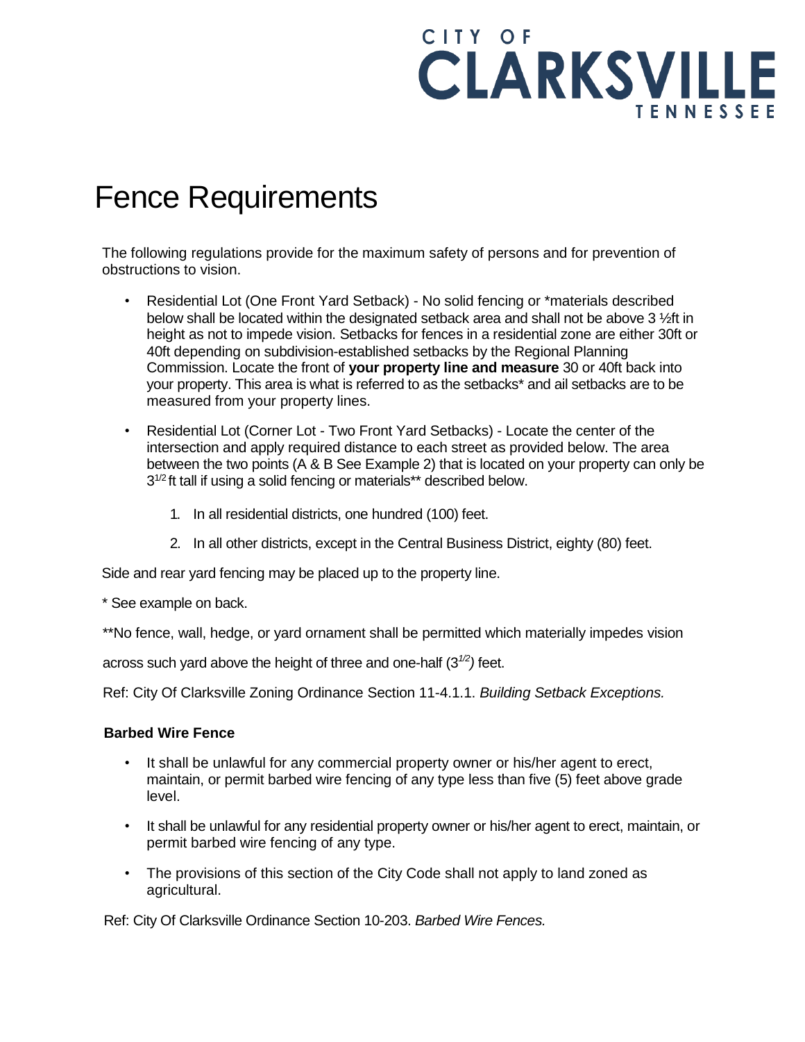CITY OF **CLARKSVILLE** TENNESSEE

# Fence Requirements

The following regulations provide for the maximum safety of persons and for prevention of obstructions to vision.

- Residential Lot (One Front Yard Setback) - No solid fencing or *materials described below shall be located within the designated setback area and shall not be above 3 ½ft in height as not to impede vision. Setbacks for fences in a residential zone are either 30ft or 40ft depending on subdivision-established setbacks by the Regional Planning Commission. Locate the front of **your property line and measure** 30 or 40ft back into your property. This area is what is referred to as the setbacks* and ail setbacks are to be measured from your property lines.

- Residential Lot (Corner Lot - Two Front Yard Setbacks) - Locate the center of the intersection and apply required distance to each street as provided below. The area between the two points (A & B See Example 2) that is located on your property can only be 3½ ft tall if using a solid fencing or materials** described below.

    1. In all residential districts, one hundred (100) feet.

    2. In all other districts, except in the Central Business District, eighty (80) feet.

Side and rear yard fencing may be placed up to the property line.

* See example on back.

**No fence, wall, hedge, or yard ornament shall be permitted which materially impedes vision across such yard above the height of three and one-half (3½) feet.

Ref: City Of Clarksville Zoning Ordinance Section 11-4.1.1. *Building Setback Exceptions.*

**Barbed Wire Fence**

- It shall be unlawful for any commercial property owner or his/her agent to erect, maintain, or permit barbed wire fencing of any type less than five (5) feet above grade level.

- It shall be unlawful for any residential property owner or his/her agent to erect, maintain, or permit barbed wire fencing of any type.

- The provisions of this section of the City Code shall not apply to land zoned as agricultural.

Ref: City Of Clarksville Ordinance Section 10-203. *Barbed Wire Fences.*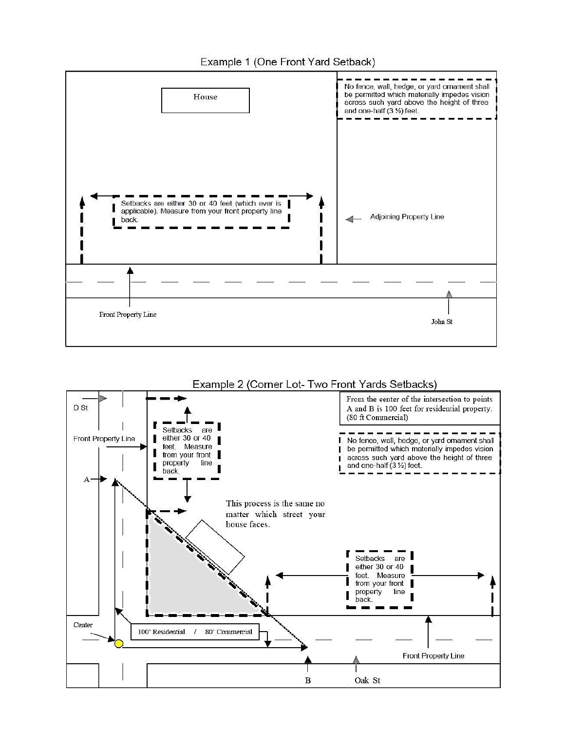## Example 1 (One Front Yard Setback)

House

No fence, wall, hedge, or yard ornament shall be permitted which materially impedes vision across such yard above the height of three and one-half (3 ½) feet.

Setbacks are either 30 or 40 feet (which ever is applicable). Measure from your front property line back.

Adjoining Property Line

Front Property Line

John St

## Example 2 (Corner Lot- Two Front Yards Setbacks)

D St

Front Property Line

Setbacks are either 30 or 40 feet. Measure from your front property line back.

From the center of the intersection to points A and B is 100 feet for residential property. (80 ft Commercial)

No fence, wall, hedge, or yard ornament shall be permitted which materially impedes vision across such yard above the height of three and one-half (3 ½) feet.

A

This process is the same no matter which street your house faces.

Setbacks are either 30 or 40 feet. Measure from your front property line back.

Center

100' Residential / 80' Commercial

Front Property Line

B

Oak St